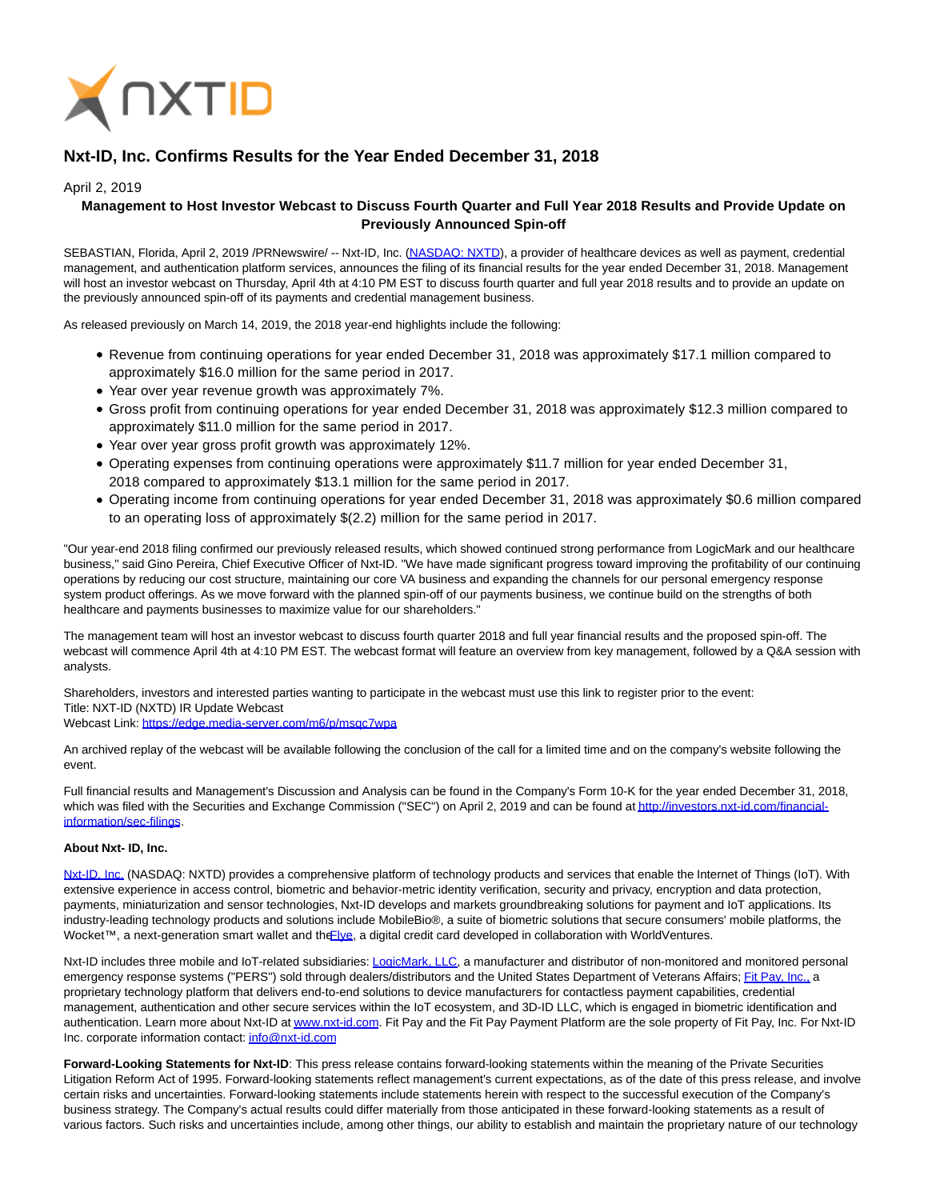# Nxt-ID, Inc. Confirms Results for the Year Ended December 31, 2018

April 2, 2019

**Management to Host Investor Webcast to Discuss Fourth Quarter and Full Year 2018 Results and Provide Update on Previously Announced Spin-off**

SEBASTIAN, Florida, April 2, 2019 /PRNewswire/ -- Nxt-ID, Inc. (NASDAQ: NXTD), a provider of healthcare devices as well as payment, credential management, and authentication platform services, announces the filing of its financial results for the year ended December 31, 2018. Management will host an investor webcast on Thursday, April 4th at 4:10 PM EST to discuss fourth quarter and full year 2018 results and to provide an update on the previously announced spin-off of its payments and credential management business.

As released previously on March 14, 2019, the 2018 year-end highlights include the following:

- Revenue from continuing operations for year ended December 31, 2018 was approximately $17.1 million compared to approximately $16.0 million for the same period in 2017.
- Year over year revenue growth was approximately 7%.
- Gross profit from continuing operations for year ended December 31, 2018 was approximately $12.3 million compared to approximately $11.0 million for the same period in 2017.
- Year over year gross profit growth was approximately 12%.
- Operating expenses from continuing operations were approximately $11.7 million for year ended December 31, 2018 compared to approximately $13.1 million for the same period in 2017.
- Operating income from continuing operations for year ended December 31, 2018 was approximately $0.6 million compared to an operating loss of approximately $(2.2) million for the same period in 2017.

"Our year-end 2018 filing confirmed our previously released results, which showed continued strong performance from LogicMark and our healthcare business," said Gino Pereira, Chief Executive Officer of Nxt-ID. "We have made significant progress toward improving the profitability of our continuing operations by reducing our cost structure, maintaining our core VA business and expanding the channels for our personal emergency response system product offerings. As we move forward with the planned spin-off of our payments business, we continue build on the strengths of both healthcare and payments businesses to maximize value for our shareholders."

The management team will host an investor webcast to discuss fourth quarter 2018 and full year financial results and the proposed spin-off. The webcast will commence April 4th at 4:10 PM EST. The webcast format will feature an overview from key management, followed by a Q&A session with analysts.

Shareholders, investors and interested parties wanting to participate in the webcast must use this link to register prior to the event:
Title: NXT-ID (NXTD) IR Update Webcast
Webcast Link: https://edge.media-server.com/m6/p/msqc7wpa

An archived replay of the webcast will be available following the conclusion of the call for a limited time and on the company's website following the event.

Full financial results and Management's Discussion and Analysis can be found in the Company's Form 10-K for the year ended December 31, 2018, which was filed with the Securities and Exchange Commission ("SEC") on April 2, 2019 and can be found at http://investors.nxt-id.com/financial-information/sec-filings.

**About Nxt- ID, Inc.**

Nxt-ID, Inc. (NASDAQ: NXTD) provides a comprehensive platform of technology products and services that enable the Internet of Things (IoT). With extensive experience in access control, biometric and behavior-metric identity verification, security and privacy, encryption and data protection, payments, miniaturization and sensor technologies, Nxt-ID develops and markets groundbreaking solutions for payment and IoT applications. Its industry-leading technology products and solutions include MobileBio®, a suite of biometric solutions that secure consumers' mobile platforms, the Wocket™, a next-generation smart wallet and the Flye, a digital credit card developed in collaboration with WorldVentures.

Nxt-ID includes three mobile and IoT-related subsidiaries: LogicMark, LLC, a manufacturer and distributor of non-monitored and monitored personal emergency response systems ("PERS") sold through dealers/distributors and the United States Department of Veterans Affairs; Fit Pay, Inc., a proprietary technology platform that delivers end-to-end solutions to device manufacturers for contactless payment capabilities, credential management, authentication and other secure services within the IoT ecosystem, and 3D-ID LLC, which is engaged in biometric identification and authentication. Learn more about Nxt-ID at www.nxt-id.com. Fit Pay and the Fit Pay Payment Platform are the sole property of Fit Pay, Inc. For Nxt-ID Inc. corporate information contact: info@nxt-id.com

**Forward-Looking Statements for Nxt-ID**: This press release contains forward-looking statements within the meaning of the Private Securities Litigation Reform Act of 1995. Forward-looking statements reflect management's current expectations, as of the date of this press release, and involve certain risks and uncertainties. Forward-looking statements include statements herein with respect to the successful execution of the Company's business strategy. The Company's actual results could differ materially from those anticipated in these forward-looking statements as a result of various factors. Such risks and uncertainties include, among other things, our ability to establish and maintain the proprietary nature of our technology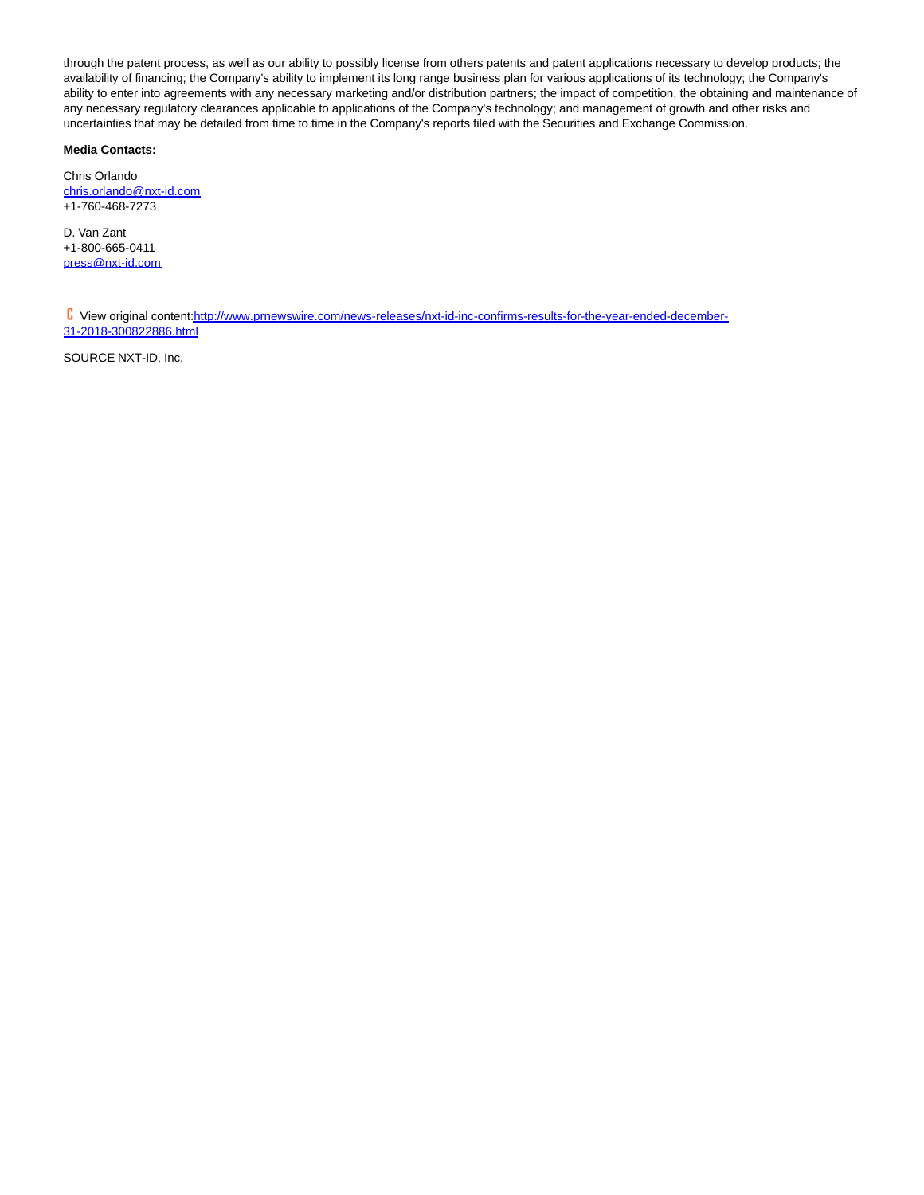through the patent process, as well as our ability to possibly license from others patents and patent applications necessary to develop products; the availability of financing; the Company's ability to implement its long range business plan for various applications of its technology; the Company's ability to enter into agreements with any necessary marketing and/or distribution partners; the impact of competition, the obtaining and maintenance of any necessary regulatory clearances applicable to applications of the Company's technology; and management of growth and other risks and uncertainties that may be detailed from time to time in the Company's reports filed with the Securities and Exchange Commission.

**Media Contacts:**

Chris Orlando
chris.orlando@nxt-id.com
+1-760-468-7273

D. Van Zant
+1-800-665-0411
press@nxt-id.com

View original content:http://www.prnewswire.com/news-releases/nxt-id-inc-confirms-results-for-the-year-ended-december-31-2018-300822886.html

SOURCE NXT-ID, Inc.